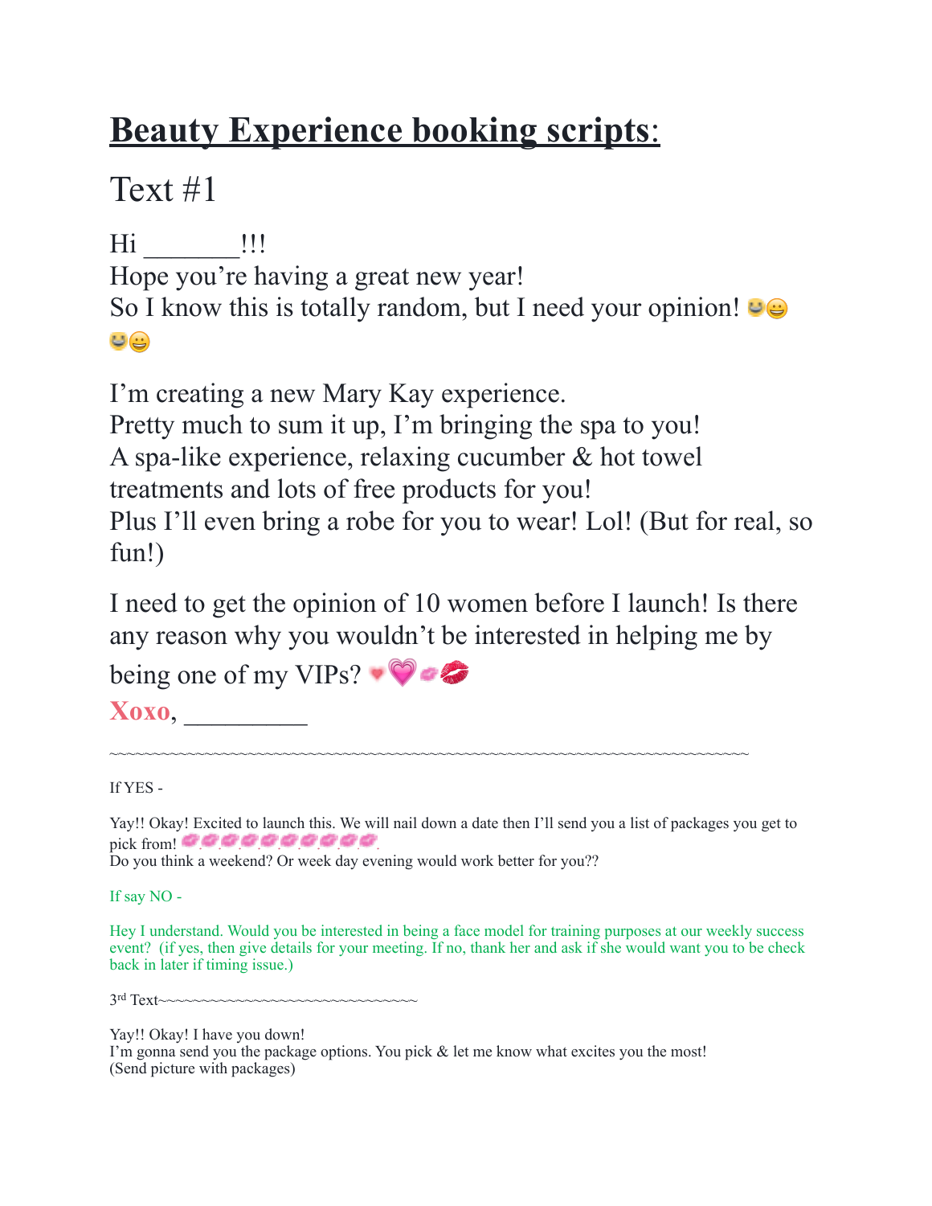# **Beauty Experience booking scripts**:

## Text #1

Hi _______!!!
Hope you're having a great new year!
So I know this is totally random, but I need your opinion! 😹😀😹😀

I'm creating a new Mary Kay experience.
Pretty much to sum it up, I'm bringing the spa to you!
A spa-like experience, relaxing cucumber & hot towel treatments and lots of free products for you!
Plus I'll even bring a robe for you to wear! Lol! (But for real, so fun!)

I need to get the opinion of 10 women before I launch! Is there any reason why you wouldn't be interested in helping me by being one of my VIPs? 💗💗💋💋
**Xoxo**, _________

~~~~~~~~~~~~~~~~~~~~~~~~~~~~~~~~~~~~~~~~~~~~~~~~~~~~~~~~~~~~~~~~~~~~~~~~~~~~~~~~

If YES -

Yay!! Okay! Excited to launch this. We will nail down a date then I'll send you a list of packages you get to pick from! 💋💋💋💋💋💋💋💋💋💋
Do you think a weekend? Or week day evening would work better for you??

If say NO -

Hey I understand. Would you be interested in being a face model for training purposes at our weekly success event? (if yes, then give details for your meeting. If no, thank her and ask if she would want you to be check back in later if timing issue.)

3rd Text~~~~~~~~~~~~~~~~~~~~~~~~~~~~~~~~~

Yay!! Okay! I have you down!
I'm gonna send you the package options. You pick & let me know what excites you the most!
(Send picture with packages)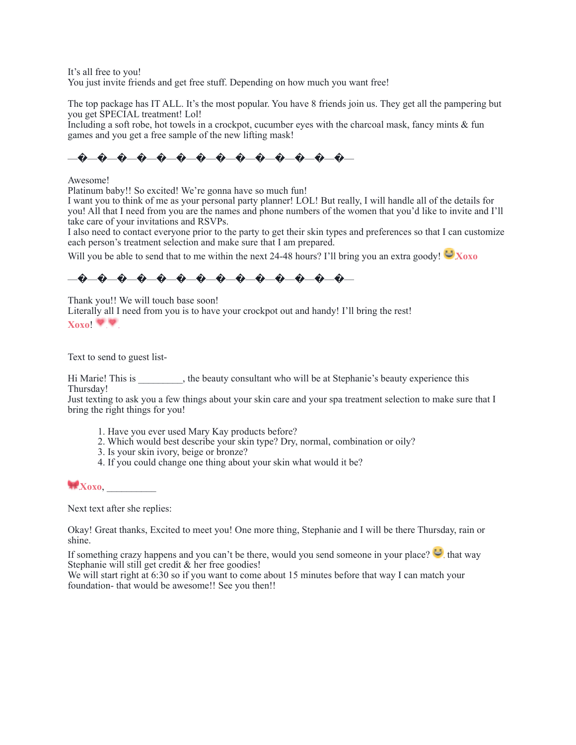It's all free to you!
You just invite friends and get free stuff. Depending on how much you want free!

The top package has IT ALL. It's the most popular. You have 8 friends join us. They get all the pampering but you get SPECIAL treatment! Lol!
Including a soft robe, hot towels in a crockpot, cucumber eyes with the charcoal mask, fancy mints & fun games and you get a free sample of the new lifting mask!

—�—�—�—�—�—�—�—�—�—�—�—�—�—�—

Awesome!
Platinum baby!! So excited! We're gonna have so much fun!
I want you to think of me as your personal party planner! LOL! But really, I will handle all of the details for you! All that I need from you are the names and phone numbers of the women that you'd like to invite and I'll take care of your invitations and RSVPs.
I also need to contact everyone prior to the party to get their skin types and preferences so that I can customize each person's treatment selection and make sure that I am prepared.
Will you be able to send that to me within the next 24-48 hours? I'll bring you an extra goody! 😃Xoxo

—�—�—�—�—�—�—�—�—�—�—�—�—�—�—

Thank you!! We will touch base soon!
Literally all I need from you is to have your crockpot out and handy! I'll bring the rest!
Xoxo! ❤️❤️

Text to send to guest list-

Hi Marie! This is _________, the beauty consultant who will be at Stephanie's beauty experience this Thursday!
Just texting to ask you a few things about your skin care and your spa treatment selection to make sure that I bring the right things for you!

1. Have you ever used Mary Kay products before?
2. Which would best describe your skin type? Dry, normal, combination or oily?
3. Is your skin ivory, beige or bronze?
4. If you could change one thing about your skin what would it be?

🎀Xoxo, __________

Next text after she replies:

Okay! Great thanks, Excited to meet you! One more thing, Stephanie and I will be there Thursday, rain or shine.
If something crazy happens and you can't be there, would you send someone in your place? 😃 that way Stephanie will still get credit & her free goodies!
We will start right at 6:30 so if you want to come about 15 minutes before that way I can match your foundation- that would be awesome!! See you then!!